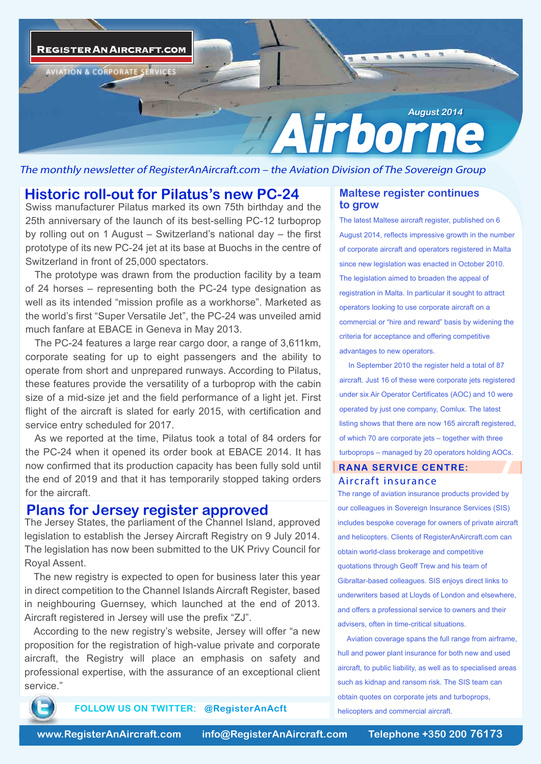REGISTERANAIRCRAFT.COM

AVIATION & CORPORATE SERVICES

August 2014

# Airborne

*The monthly newsletter of RegisterAnAircraft.com – the Aviation Division of The Sovereign Group*

## Historic roll-out for Pilatus's new PC-24

Swiss manufacturer Pilatus marked its own 75th birthday and the 25th anniversary of the launch of its best-selling PC-12 turboprop by rolling out on 1 August – Switzerland's national day – the first prototype of its new PC-24 jet at its base at Buochs in the centre of Switzerland in front of 25,000 spectators.

The prototype was drawn from the production facility by a team of 24 horses – representing both the PC-24 type designation as well as its intended "mission profile as a workhorse". Marketed as the world's first "Super Versatile Jet", the PC-24 was unveiled amid much fanfare at EBACE in Geneva in May 2013.

The PC-24 features a large rear cargo door, a range of 3,611km, corporate seating for up to eight passengers and the ability to operate from short and unprepared runways. According to Pilatus, these features provide the versatility of a turboprop with the cabin size of a mid-size jet and the field performance of a light jet. First flight of the aircraft is slated for early 2015, with certification and service entry scheduled for 2017.

As we reported at the time, Pilatus took a total of 84 orders for the PC-24 when it opened its order book at EBACE 2014. It has now confirmed that its production capacity has been fully sold until the end of 2019 and that it has temporarily stopped taking orders for the aircraft.

## Plans for Jersey register approved

The Jersey States, the parliament of the Channel Island, approved legislation to establish the Jersey Aircraft Registry on 9 July 2014. The legislation has now been submitted to the UK Privy Council for Royal Assent.

The new registry is expected to open for business later this year in direct competition to the Channel Islands Aircraft Register, based in neighbouring Guernsey, which launched at the end of 2013. Aircraft registered in Jersey will use the prefix "ZJ".

According to the new registry's website, Jersey will offer "a new proposition for the registration of high-value private and corporate aircraft, the Registry will place an emphasis on safety and professional expertise, with the assurance of an exceptional client service."

**FOLLOW US ON TWITTER: @RegisterAnAcft**

## Maltese register continues to grow

The latest Maltese aircraft register, published on 6 August 2014, reflects impressive growth in the number of corporate aircraft and operators registered in Malta since new legislation was enacted in October 2010. The legislation aimed to broaden the appeal of registration in Malta. In particular it sought to attract operators looking to use corporate aircraft on a commercial or "hire and reward" basis by widening the criteria for acceptance and offering competitive advantages to new operators.

In September 2010 the register held a total of 87 aircraft. Just 16 of these were corporate jets registered under six Air Operator Certificates (AOC) and 10 were operated by just one company, Comlux. The latest listing shows that there are now 165 aircraft registered, of which 70 are corporate jets – together with three turboprops – managed by 20 operators holding AOCs.

## RANA SERVICE CENTRE: Aircraft insurance

The range of aviation insurance products provided by our colleagues in Sovereign Insurance Services (SIS) includes bespoke coverage for owners of private aircraft and helicopters. Clients of RegisterAnAircraft.com can obtain world-class brokerage and competitive quotations through Geoff Trew and his team of Gibraltar-based colleagues. SIS enjoys direct links to underwriters based at Lloyds of London and elsewhere, and offers a professional service to owners and their advisers, often in time-critical situations.

Aviation coverage spans the full range from airframe, hull and power plant insurance for both new and used aircraft, to public liability, as well as to specialised areas such as kidnap and ransom risk. The SIS team can obtain quotes on corporate jets and turboprops, helicopters and commercial aircraft.

www.RegisterAnAircraft.com   info@RegisterAnAircraft.com   Telephone +350 200 76173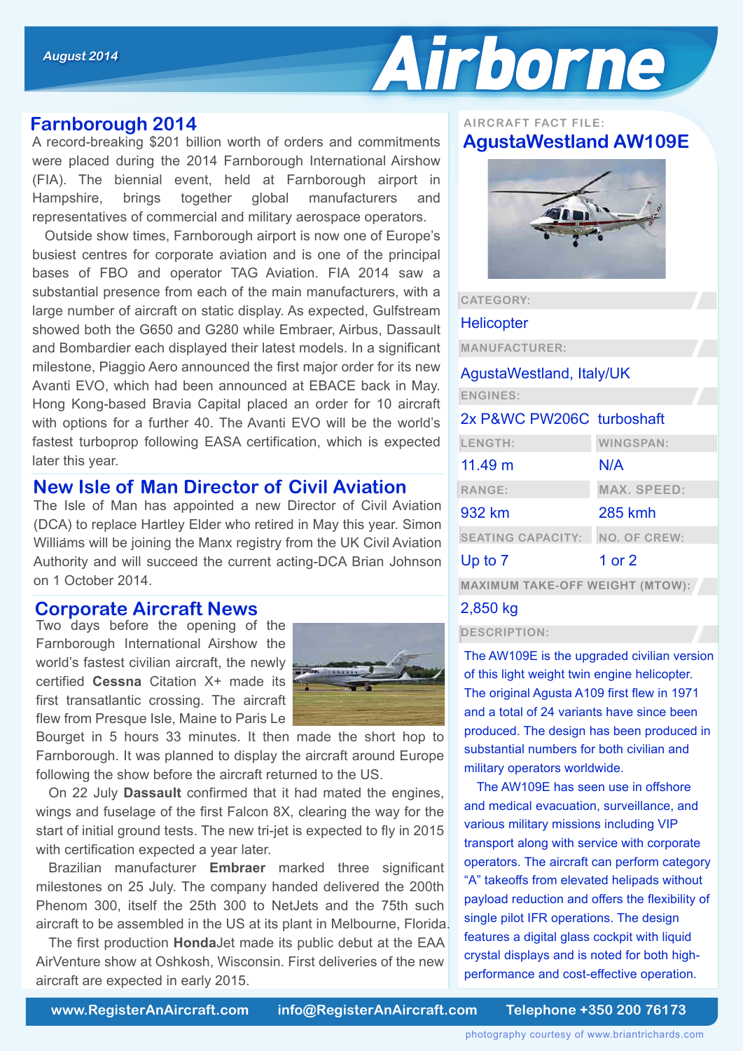August 2014

# Airborne

## Farnborough 2014

A record-breaking $201 billion worth of orders and commitments were placed during the 2014 Farnborough International Airshow (FIA). The biennial event, held at Farnborough airport in Hampshire, brings together global manufacturers and representatives of commercial and military aerospace operators.

Outside show times, Farnborough airport is now one of Europe's busiest centres for corporate aviation and is one of the principal bases of FBO and operator TAG Aviation. FIA 2014 saw a substantial presence from each of the main manufacturers, with a large number of aircraft on static display. As expected, Gulfstream showed both the G650 and G280 while Embraer, Airbus, Dassault and Bombardier each displayed their latest models. In a significant milestone, Piaggio Aero announced the first major order for its new Avanti EVO, which had been announced at EBACE back in May. Hong Kong-based Bravia Capital placed an order for 10 aircraft with options for a further 40. The Avanti EVO will be the world's fastest turboprop following EASA certification, which is expected later this year.

## New Isle of Man Director of Civil Aviation

The Isle of Man has appointed a new Director of Civil Aviation (DCA) to replace Hartley Elder who retired in May this year. Simon Williams will be joining the Manx registry from the UK Civil Aviation Authority and will succeed the current acting-DCA Brian Johnson on 1 October 2014.

## Corporate Aircraft News

Two days before the opening of the Farnborough International Airshow the world's fastest civilian aircraft, the newly certified **Cessna** Citation X+ made its first transatlantic crossing. The aircraft flew from Presque Isle, Maine to Paris Le Bourget in 5 hours 33 minutes. It then made the short hop to Farnborough. It was planned to display the aircraft around Europe following the show before the aircraft returned to the US.

On 22 July **Dassault** confirmed that it had mated the engines, wings and fuselage of the first Falcon 8X, clearing the way for the start of initial ground tests. The new tri-jet is expected to fly in 2015 with certification expected a year later.

Brazilian manufacturer **Embraer** marked three significant milestones on 25 July. The company handed delivered the 200th Phenom 300, itself the 25th 300 to NetJets and the 75th such aircraft to be assembled in the US at its plant in Melbourne, Florida.

The first production **Honda**Jet made its public debut at the EAA AirVenture show at Oshkosh, Wisconsin. First deliveries of the new aircraft are expected in early 2015.

AIRCRAFT FACT FILE:

## AgustaWestland AW109E

| | |
|---|---|
| **CATEGORY:** | |
| Helicopter | |
| **MANUFACTURER:** | |
| AgustaWestland, Italy/UK | |
| **ENGINES:** | |
| 2x P&WC PW206C turboshaft | |
| **LENGTH:** | **WINGSPAN:** |
| 11.49 m | N/A |
| **RANGE:** | **MAX. SPEED:** |
| 932 km | 285 kmh |
| **SEATING CAPACITY:** | **NO. OF CREW:** |
| Up to 7 | 1 or 2 |
| **MAXIMUM TAKE-OFF WEIGHT (MTOW):** | |
| 2,850 kg | |

**DESCRIPTION:**

The AW109E is the upgraded civilian version of this light weight twin engine helicopter. The original Agusta A109 first flew in 1971 and a total of 24 variants have since been produced. The design has been produced in substantial numbers for both civilian and military operators worldwide.

The AW109E has seen use in offshore and medical evacuation, surveillance, and various military missions including VIP transport along with service with corporate operators. The aircraft can perform category "A" takeoffs from elevated helipads without payload reduction and offers the flexibility of single pilot IFR operations. The design features a digital glass cockpit with liquid crystal displays and is noted for both high-performance and cost-effective operation.

www.RegisterAnAircraft.com    info@RegisterAnAircraft.com    Telephone +350 200 76173

photography courtesy of www.briantrichards.com